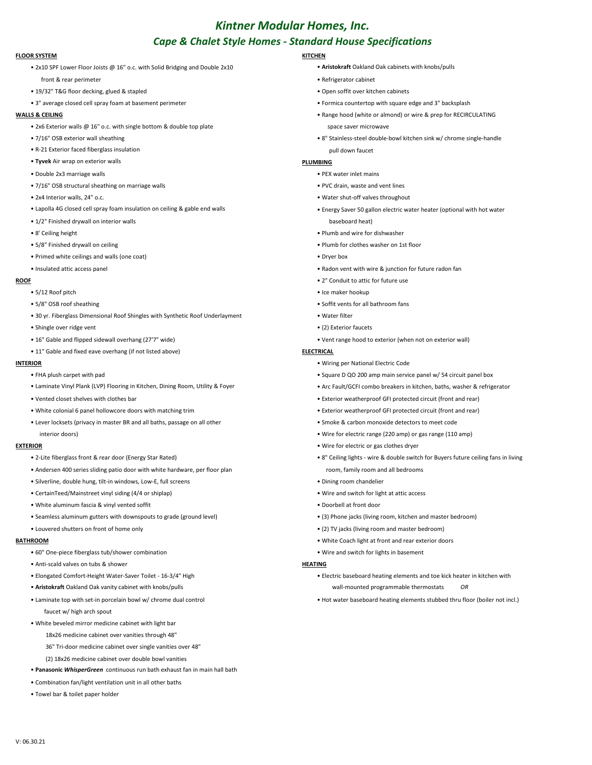# Kintner Modular Homes, Inc.

## Cape & Chalet Style Homes - Standard House Specifications

**FLOOR SYSTEM**

- 2x10 SPF Lower Floor Joists @ 16" o.c. with Solid Bridging and Double 2x10 front & rear perimeter
- 19/32" T&G floor decking, glued & stapled
- 3" average closed cell spray foam at basement perimeter

**WALLS & CEILING**

- 2x6 Exterior walls @ 16" o.c. with single bottom & double top plate
- 7/16" OSB exterior wall sheathing
- R-21 Exterior faced fiberglass insulation
- **Tyvek** Air wrap on exterior walls
- Double 2x3 marriage walls
- 7/16" OSB structural sheathing on marriage walls
- 2x4 Interior walls, 24" o.c.
- Lapolla 4G closed cell spray foam insulation on ceiling & gable end walls
- 1/2" Finished drywall on interior walls
- 8' Ceiling height
- 5/8" Finished drywall on ceiling
- Primed white ceilings and walls (one coat)
- Insulated attic access panel

**ROOF**

- 5/12 Roof pitch
- 5/8" OSB roof sheathing
- 30 yr. Fiberglass Dimensional Roof Shingles with Synthetic Roof Underlayment
- Shingle over ridge vent
- 16" Gable and flipped sidewall overhang (27'7" wide)
- 11" Gable and fixed eave overhang (if not listed above)

**INTERIOR**

- FHA plush carpet with pad
- Laminate Vinyl Plank (LVP) Flooring in Kitchen, Dining Room, Utility & Foyer
- Vented closet shelves with clothes bar
- White colonial 6 panel hollowcore doors with matching trim
- Lever locksets (privacy in master BR and all baths, passage on all other interior doors)

**EXTERIOR**

- 2-Lite fiberglass front & rear door (Energy Star Rated)
- Andersen 400 series sliding patio door with white hardware, per floor plan
- Silverline, double hung, tilt-in windows, Low-E, full screens
- CertainTeed/Mainstreet vinyl siding (4/4 or shiplap)
- White aluminum fascia & vinyl vented soffit
- Seamless aluminum gutters with downspouts to grade (ground level)
- Louvered shutters on front of home only

**BATHROOM**

- 60" One-piece fiberglass tub/shower combination
- Anti-scald valves on tubs & shower
- Elongated Comfort-Height Water-Saver Toilet - 16-3/4" High
- **Aristokraft** Oakland Oak vanity cabinet with knobs/pulls
- Laminate top with set-in porcelain bowl w/ chrome dual control faucet w/ high arch spout
- White beveled mirror medicine cabinet with light bar
  - 18x26 medicine cabinet over vanities through 48"
  - 36" Tri-door medicine cabinet over single vanities over 48"
  - (2) 18x26 medicine cabinet over double bowl vanities
- **Panasonic** ***WhisperGreen*** continuous run bath exhaust fan in main hall bath
- Combination fan/light ventilation unit in all other baths
- Towel bar & toilet paper holder

**KITCHEN**

- **Aristokraft** Oakland Oak cabinets with knobs/pulls
- Refrigerator cabinet
- Open soffit over kitchen cabinets
- Formica countertop with square edge and 3" backsplash
- Range hood (white or almond) or wire & prep for RECIRCULATING space saver microwave
- 8" Stainless-steel double-bowl kitchen sink w/ chrome single-handle pull down faucet

**PLUMBING**

- PEX water inlet mains
- PVC drain, waste and vent lines
- Water shut-off valves throughout
- Energy Saver 50 gallon electric water heater (optional with hot water baseboard heat)
- Plumb and wire for dishwasher
- Plumb for clothes washer on 1st floor
- Dryer box
- Radon vent with wire & junction for future radon fan
- 2" Conduit to attic for future use
- Ice maker hookup
- Soffit vents for all bathroom fans
- Water filter
- (2) Exterior faucets
- Vent range hood to exterior (when not on exterior wall)

**ELECTRICAL**

- Wiring per National Electric Code
- Square D QO 200 amp main service panel w/ 54 circuit panel box
- Arc Fault/GCFI combo breakers in kitchen, baths, washer & refrigerator
- Exterior weatherproof GFI protected circuit (front and rear)
- Exterior weatherproof GFI protected circuit (front and rear)
- Smoke & carbon monoxide detectors to meet code
- Wire for electric range (220 amp) or gas range (110 amp)
- Wire for electric or gas clothes dryer
- 8" Ceiling lights - wire & double switch for Buyers future ceiling fans in living room, family room and all bedrooms
- Dining room chandelier
- Wire and switch for light at attic access
- Doorbell at front door
- (3) Phone jacks (living room, kitchen and master bedroom)
- (2) TV jacks (living room and master bedroom)
- White Coach light at front and rear exterior doors
- Wire and switch for lights in basement

**HEATING**

- Electric baseboard heating elements and toe kick heater in kitchen with wall-mounted programmable thermostats *OR*
- Hot water baseboard heating elements stubbed thru floor (boiler not incl.)

V: 06.30.21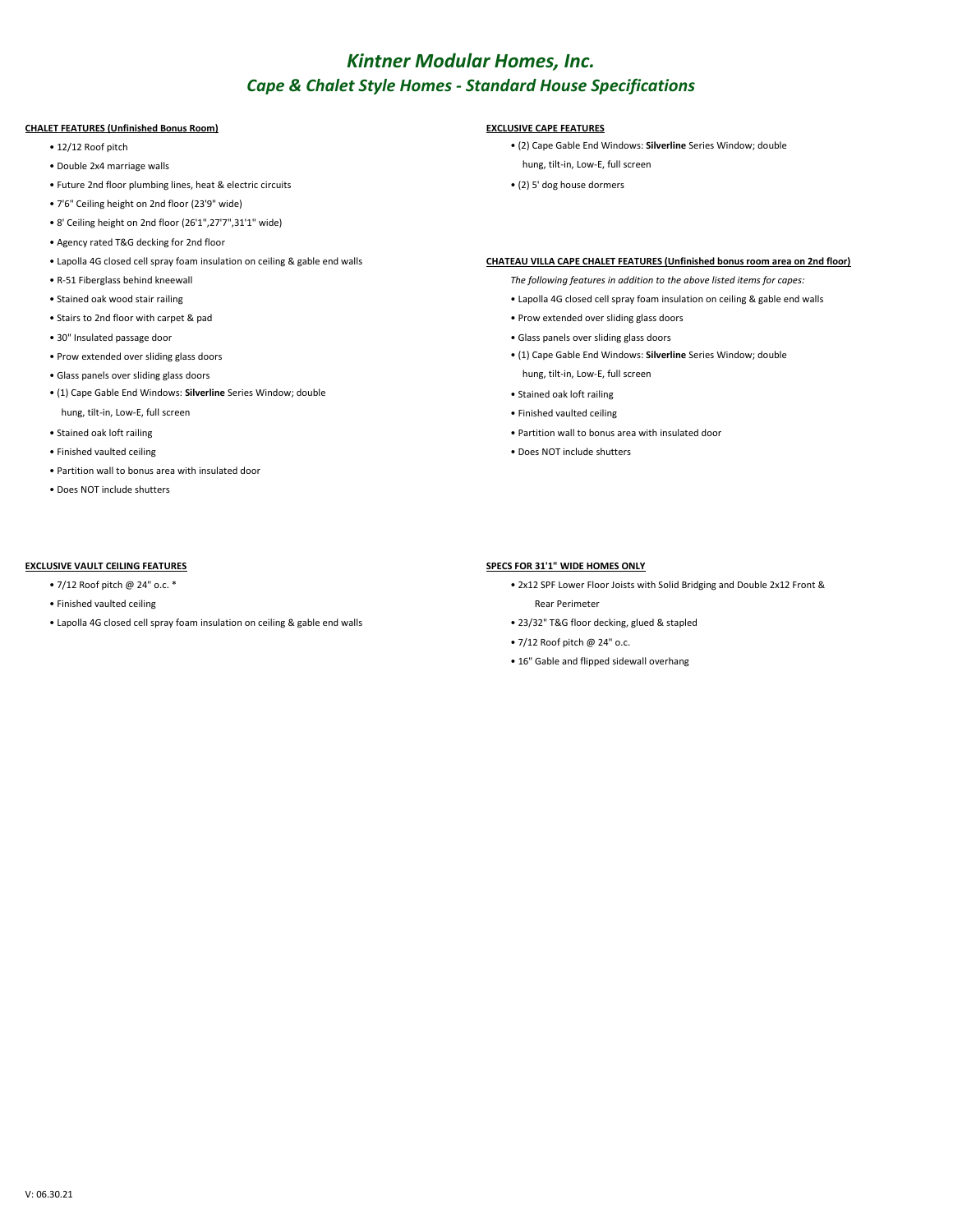# *Kintner Modular Homes, Inc.*

## *Cape & Chalet Style Homes - Standard House Specifications*

**CHALET FEATURES (Unfinished Bonus Room)**

- 12/12 Roof pitch
- Double 2x4 marriage walls
- Future 2nd floor plumbing lines, heat & electric circuits
- 7'6" Ceiling height on 2nd floor (23'9" wide)
- 8' Ceiling height on 2nd floor (26'1",27'7",31'1" wide)
- Agency rated T&G decking for 2nd floor
- Lapolla 4G closed cell spray foam insulation on ceiling & gable end walls
- R-51 Fiberglass behind kneewall
- Stained oak wood stair railing
- Stairs to 2nd floor with carpet & pad
- 30" Insulated passage door
- Prow extended over sliding glass doors
- Glass panels over sliding glass doors
- (1) Cape Gable End Windows: **Silverline** Series Window; double hung, tilt-in, Low-E, full screen
- Stained oak loft railing
- Finished vaulted ceiling
- Partition wall to bonus area with insulated door
- Does NOT include shutters

**EXCLUSIVE CAPE FEATURES**

- (2) Cape Gable End Windows: **Silverline** Series Window; double hung, tilt-in, Low-E, full screen
- (2) 5' dog house dormers

**CHATEAU VILLA CAPE CHALET FEATURES (Unfinished bonus room area on 2nd floor)**

*The following features in addition to the above listed items for capes:*

- Lapolla 4G closed cell spray foam insulation on ceiling & gable end walls
- Prow extended over sliding glass doors
- Glass panels over sliding glass doors
- (1) Cape Gable End Windows: **Silverline** Series Window; double hung, tilt-in, Low-E, full screen
- Stained oak loft railing
- Finished vaulted ceiling
- Partition wall to bonus area with insulated door
- Does NOT include shutters

**EXCLUSIVE VAULT CEILING FEATURES**

- 7/12 Roof pitch @ 24" o.c. *
- Finished vaulted ceiling
- Lapolla 4G closed cell spray foam insulation on ceiling & gable end walls

**SPECS FOR 31'1" WIDE HOMES ONLY**

- 2x12 SPF Lower Floor Joists with Solid Bridging and Double 2x12 Front & Rear Perimeter
- 23/32" T&G floor decking, glued & stapled
- 7/12 Roof pitch @ 24" o.c.
- 16" Gable and flipped sidewall overhang

V: 06.30.21